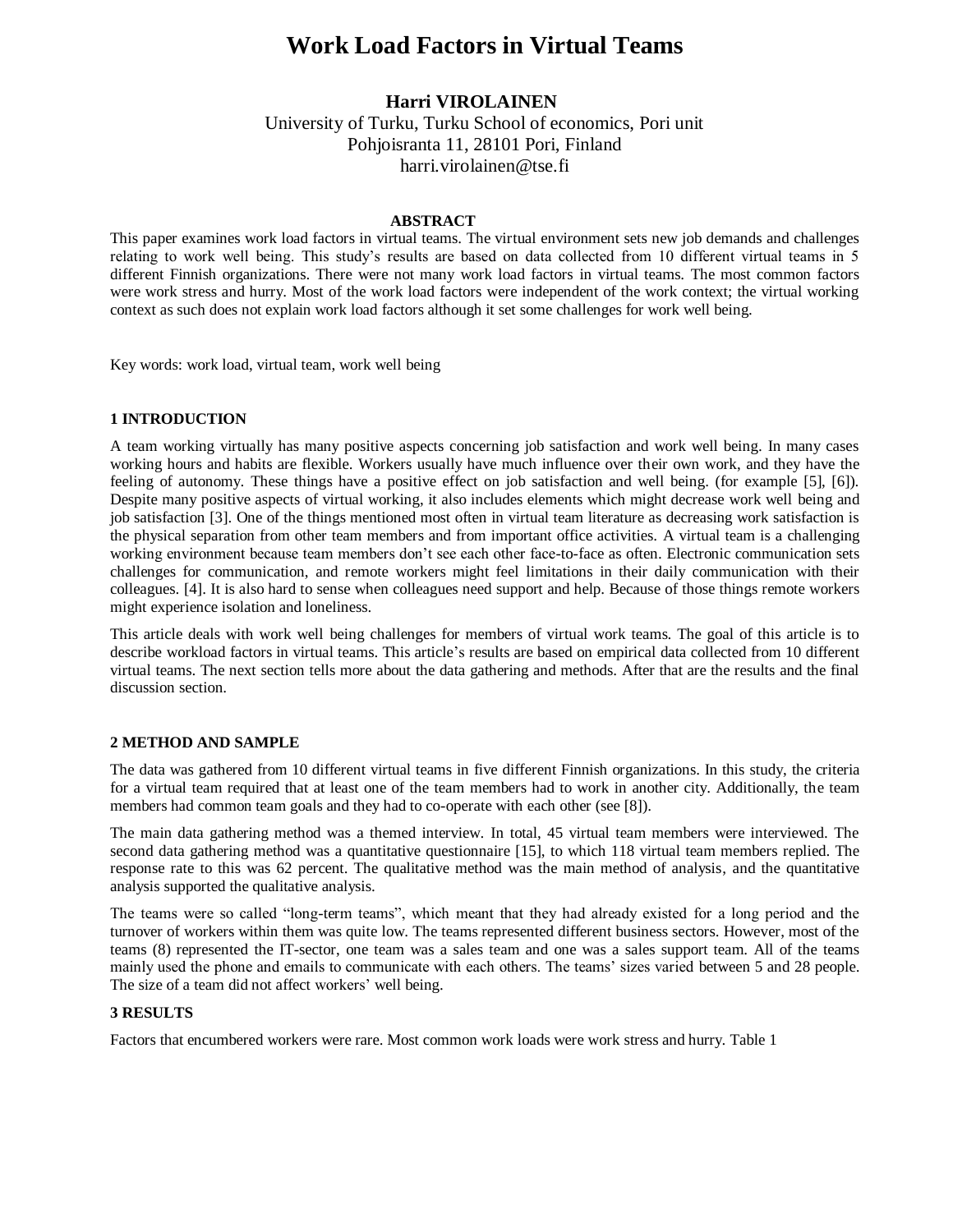# Work Load Factors in Virtual Teams

**Harri VIROLAINEN**
University of Turku, Turku School of economics, Pori unit
Pohjoisranta 11, 28101 Pori, Finland
harri.virolainen@tse.fi

## ABSTRACT

This paper examines work load factors in virtual teams. The virtual environment sets new job demands and challenges relating to work well being. This study's results are based on data collected from 10 different virtual teams in 5 different Finnish organizations. There were not many work load factors in virtual teams. The most common factors were work stress and hurry. Most of the work load factors were independent of the work context; the virtual working context as such does not explain work load factors although it set some challenges for work well being.

Key words: work load, virtual team, work well being

## 1 INTRODUCTION

A team working virtually has many positive aspects concerning job satisfaction and work well being. In many cases working hours and habits are flexible. Workers usually have much influence over their own work, and they have the feeling of autonomy. These things have a positive effect on job satisfaction and well being. (for example [5], [6]). Despite many positive aspects of virtual working, it also includes elements which might decrease work well being and job satisfaction [3]. One of the things mentioned most often in virtual team literature as decreasing work satisfaction is the physical separation from other team members and from important office activities. A virtual team is a challenging working environment because team members don't see each other face-to-face as often. Electronic communication sets challenges for communication, and remote workers might feel limitations in their daily communication with their colleagues. [4]. It is also hard to sense when colleagues need support and help. Because of those things remote workers might experience isolation and loneliness.

This article deals with work well being challenges for members of virtual work teams. The goal of this article is to describe workload factors in virtual teams. This article's results are based on empirical data collected from 10 different virtual teams. The next section tells more about the data gathering and methods. After that are the results and the final discussion section.

## 2 METHOD AND SAMPLE

The data was gathered from 10 different virtual teams in five different Finnish organizations. In this study, the criteria for a virtual team required that at least one of the team members had to work in another city. Additionally, the team members had common team goals and they had to co-operate with each other (see [8]).

The main data gathering method was a themed interview. In total, 45 virtual team members were interviewed. The second data gathering method was a quantitative questionnaire [15], to which 118 virtual team members replied. The response rate to this was 62 percent. The qualitative method was the main method of analysis, and the quantitative analysis supported the qualitative analysis.

The teams were so called "long-term teams", which meant that they had already existed for a long period and the turnover of workers within them was quite low. The teams represented different business sectors. However, most of the teams (8) represented the IT-sector, one team was a sales team and one was a sales support team. All of the teams mainly used the phone and emails to communicate with each others. The teams' sizes varied between 5 and 28 people. The size of a team did not affect workers' well being.

## 3 RESULTS

Factors that encumbered workers were rare. Most common work loads were work stress and hurry. Table 1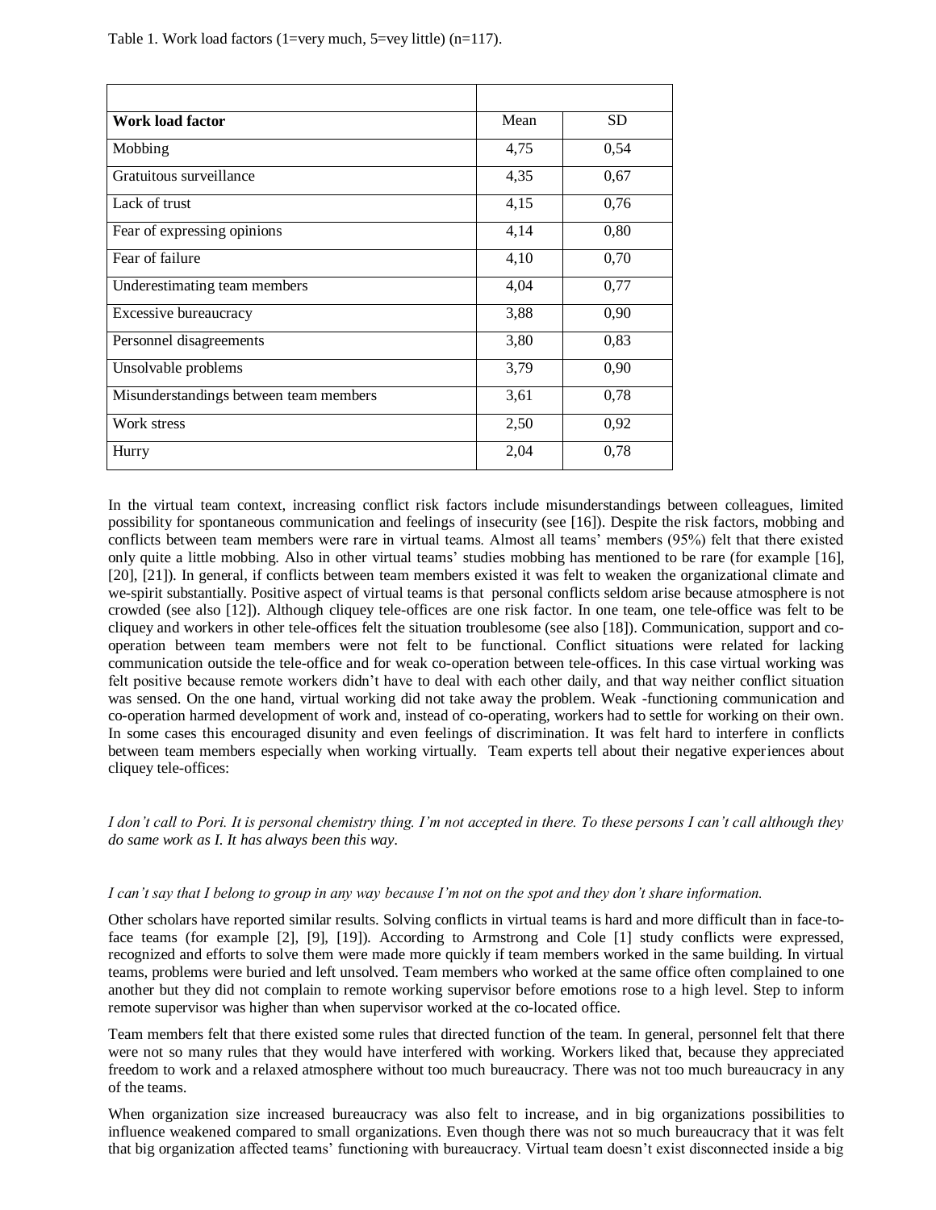Table 1. Work load factors (1=very much, 5=vey little) (n=117).

| Work load factor | Mean | SD |
|---|---|---|
| Mobbing | 4,75 | 0,54 |
| Gratuitous surveillance | 4,35 | 0,67 |
| Lack of trust | 4,15 | 0,76 |
| Fear of expressing opinions | 4,14 | 0,80 |
| Fear of failure | 4,10 | 0,70 |
| Underestimating team members | 4,04 | 0,77 |
| Excessive bureaucracy | 3,88 | 0,90 |
| Personnel disagreements | 3,80 | 0,83 |
| Unsolvable problems | 3,79 | 0,90 |
| Misunderstandings between team members | 3,61 | 0,78 |
| Work stress | 2,50 | 0,92 |
| Hurry | 2,04 | 0,78 |

In the virtual team context, increasing conflict risk factors include misunderstandings between colleagues, limited possibility for spontaneous communication and feelings of insecurity (see [16]). Despite the risk factors, mobbing and conflicts between team members were rare in virtual teams. Almost all teams' members (95%) felt that there existed only quite a little mobbing. Also in other virtual teams' studies mobbing has mentioned to be rare (for example [16], [20], [21]). In general, if conflicts between team members existed it was felt to weaken the organizational climate and we-spirit substantially. Positive aspect of virtual teams is that personal conflicts seldom arise because atmosphere is not crowded (see also [12]). Although cliquey tele-offices are one risk factor. In one team, one tele-office was felt to be cliquey and workers in other tele-offices felt the situation troublesome (see also [18]). Communication, support and co-operation between team members were not felt to be functional. Conflict situations were related for lacking communication outside the tele-office and for weak co-operation between tele-offices. In this case virtual working was felt positive because remote workers didn't have to deal with each other daily, and that way neither conflict situation was sensed. On the one hand, virtual working did not take away the problem. Weak -functioning communication and co-operation harmed development of work and, instead of co-operating, workers had to settle for working on their own. In some cases this encouraged disunity and even feelings of discrimination. It was felt hard to interfere in conflicts between team members especially when working virtually. Team experts tell about their negative experiences about cliquey tele-offices:

*I don't call to Pori. It is personal chemistry thing. I'm not accepted in there. To these persons I can't call although they do same work as I. It has always been this way.*

*I can't say that I belong to group in any way because I'm not on the spot and they don't share information.*

Other scholars have reported similar results. Solving conflicts in virtual teams is hard and more difficult than in face-to-face teams (for example [2], [9], [19]). According to Armstrong and Cole [1] study conflicts were expressed, recognized and efforts to solve them were made more quickly if team members worked in the same building. In virtual teams, problems were buried and left unsolved. Team members who worked at the same office often complained to one another but they did not complain to remote working supervisor before emotions rose to a high level. Step to inform remote supervisor was higher than when supervisor worked at the co-located office.

Team members felt that there existed some rules that directed function of the team. In general, personnel felt that there were not so many rules that they would have interfered with working. Workers liked that, because they appreciated freedom to work and a relaxed atmosphere without too much bureaucracy. There was not too much bureaucracy in any of the teams.

When organization size increased bureaucracy was also felt to increase, and in big organizations possibilities to influence weakened compared to small organizations. Even though there was not so much bureaucracy that it was felt that big organization affected teams' functioning with bureaucracy. Virtual team doesn't exist disconnected inside a big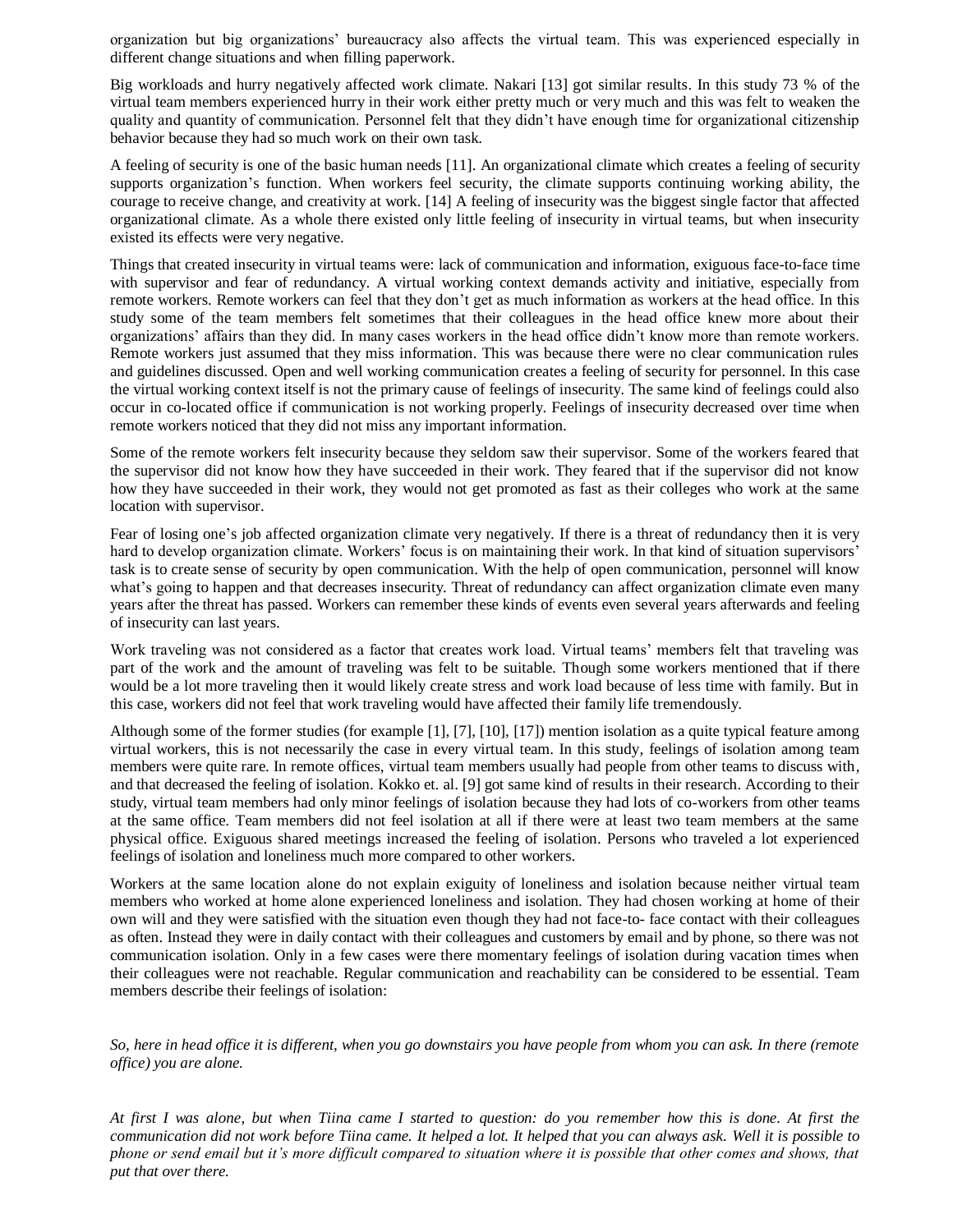organization but big organizations' bureaucracy also affects the virtual team. This was experienced especially in different change situations and when filling paperwork.

Big workloads and hurry negatively affected work climate. Nakari [13] got similar results. In this study 73 % of the virtual team members experienced hurry in their work either pretty much or very much and this was felt to weaken the quality and quantity of communication. Personnel felt that they didn't have enough time for organizational citizenship behavior because they had so much work on their own task.

A feeling of security is one of the basic human needs [11]. An organizational climate which creates a feeling of security supports organization's function. When workers feel security, the climate supports continuing working ability, the courage to receive change, and creativity at work. [14] A feeling of insecurity was the biggest single factor that affected organizational climate. As a whole there existed only little feeling of insecurity in virtual teams, but when insecurity existed its effects were very negative.

Things that created insecurity in virtual teams were: lack of communication and information, exiguous face-to-face time with supervisor and fear of redundancy. A virtual working context demands activity and initiative, especially from remote workers. Remote workers can feel that they don't get as much information as workers at the head office. In this study some of the team members felt sometimes that their colleagues in the head office knew more about their organizations' affairs than they did. In many cases workers in the head office didn't know more than remote workers. Remote workers just assumed that they miss information. This was because there were no clear communication rules and guidelines discussed. Open and well working communication creates a feeling of security for personnel. In this case the virtual working context itself is not the primary cause of feelings of insecurity. The same kind of feelings could also occur in co-located office if communication is not working properly. Feelings of insecurity decreased over time when remote workers noticed that they did not miss any important information.

Some of the remote workers felt insecurity because they seldom saw their supervisor. Some of the workers feared that the supervisor did not know how they have succeeded in their work. They feared that if the supervisor did not know how they have succeeded in their work, they would not get promoted as fast as their colleges who work at the same location with supervisor.

Fear of losing one's job affected organization climate very negatively. If there is a threat of redundancy then it is very hard to develop organization climate. Workers' focus is on maintaining their work. In that kind of situation supervisors' task is to create sense of security by open communication. With the help of open communication, personnel will know what's going to happen and that decreases insecurity. Threat of redundancy can affect organization climate even many years after the threat has passed. Workers can remember these kinds of events even several years afterwards and feeling of insecurity can last years.

Work traveling was not considered as a factor that creates work load. Virtual teams' members felt that traveling was part of the work and the amount of traveling was felt to be suitable. Though some workers mentioned that if there would be a lot more traveling then it would likely create stress and work load because of less time with family. But in this case, workers did not feel that work traveling would have affected their family life tremendously.

Although some of the former studies (for example [1], [7], [10], [17]) mention isolation as a quite typical feature among virtual workers, this is not necessarily the case in every virtual team. In this study, feelings of isolation among team members were quite rare. In remote offices, virtual team members usually had people from other teams to discuss with, and that decreased the feeling of isolation. Kokko et. al. [9] got same kind of results in their research. According to their study, virtual team members had only minor feelings of isolation because they had lots of co-workers from other teams at the same office. Team members did not feel isolation at all if there were at least two team members at the same physical office. Exiguous shared meetings increased the feeling of isolation. Persons who traveled a lot experienced feelings of isolation and loneliness much more compared to other workers.

Workers at the same location alone do not explain exiguity of loneliness and isolation because neither virtual team members who worked at home alone experienced loneliness and isolation. They had chosen working at home of their own will and they were satisfied with the situation even though they had not face-to- face contact with their colleagues as often. Instead they were in daily contact with their colleagues and customers by email and by phone, so there was not communication isolation. Only in a few cases were there momentary feelings of isolation during vacation times when their colleagues were not reachable. Regular communication and reachability can be considered to be essential. Team members describe their feelings of isolation:

*So, here in head office it is different, when you go downstairs you have people from whom you can ask. In there (remote office) you are alone.*

*At first I was alone, but when Tiina came I started to question: do you remember how this is done. At first the communication did not work before Tiina came. It helped a lot. It helped that you can always ask. Well it is possible to phone or send email but it's more difficult compared to situation where it is possible that other comes and shows, that put that over there.*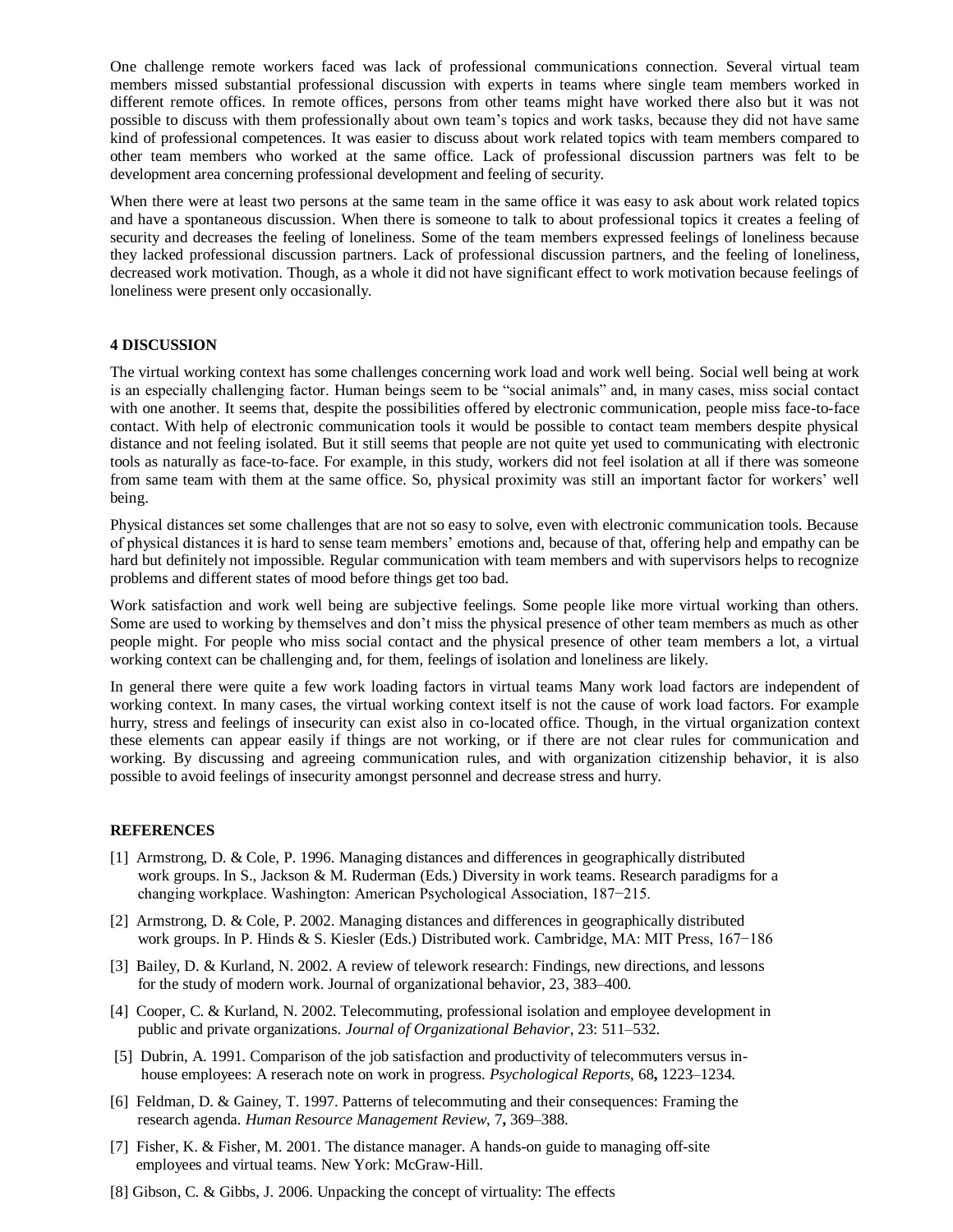One challenge remote workers faced was lack of professional communications connection. Several virtual team members missed substantial professional discussion with experts in teams where single team members worked in different remote offices. In remote offices, persons from other teams might have worked there also but it was not possible to discuss with them professionally about own team's topics and work tasks, because they did not have same kind of professional competences. It was easier to discuss about work related topics with team members compared to other team members who worked at the same office. Lack of professional discussion partners was felt to be development area concerning professional development and feeling of security.

When there were at least two persons at the same team in the same office it was easy to ask about work related topics and have a spontaneous discussion. When there is someone to talk to about professional topics it creates a feeling of security and decreases the feeling of loneliness. Some of the team members expressed feelings of loneliness because they lacked professional discussion partners. Lack of professional discussion partners, and the feeling of loneliness, decreased work motivation. Though, as a whole it did not have significant effect to work motivation because feelings of loneliness were present only occasionally.

## 4 DISCUSSION

The virtual working context has some challenges concerning work load and work well being. Social well being at work is an especially challenging factor. Human beings seem to be "social animals" and, in many cases, miss social contact with one another. It seems that, despite the possibilities offered by electronic communication, people miss face-to-face contact. With help of electronic communication tools it would be possible to contact team members despite physical distance and not feeling isolated. But it still seems that people are not quite yet used to communicating with electronic tools as naturally as face-to-face. For example, in this study, workers did not feel isolation at all if there was someone from same team with them at the same office. So, physical proximity was still an important factor for workers' well being.

Physical distances set some challenges that are not so easy to solve, even with electronic communication tools. Because of physical distances it is hard to sense team members' emotions and, because of that, offering help and empathy can be hard but definitely not impossible. Regular communication with team members and with supervisors helps to recognize problems and different states of mood before things get too bad.

Work satisfaction and work well being are subjective feelings. Some people like more virtual working than others. Some are used to working by themselves and don't miss the physical presence of other team members as much as other people might. For people who miss social contact and the physical presence of other team members a lot, a virtual working context can be challenging and, for them, feelings of isolation and loneliness are likely.

In general there were quite a few work loading factors in virtual teams Many work load factors are independent of working context. In many cases, the virtual working context itself is not the cause of work load factors. For example hurry, stress and feelings of insecurity can exist also in co-located office. Though, in the virtual organization context these elements can appear easily if things are not working, or if there are not clear rules for communication and working. By discussing and agreeing communication rules, and with organization citizenship behavior, it is also possible to avoid feelings of insecurity amongst personnel and decrease stress and hurry.

## REFERENCES

[1] Armstrong, D. & Cole, P. 1996. Managing distances and differences in geographically distributed work groups. In S., Jackson & M. Ruderman (Eds.) Diversity in work teams. Research paradigms for a changing workplace. Washington: American Psychological Association, 187−215.

[2] Armstrong, D. & Cole, P. 2002. Managing distances and differences in geographically distributed work groups. In P. Hinds & S. Kiesler (Eds.) Distributed work. Cambridge, MA: MIT Press, 167−186

[3] Bailey, D. & Kurland, N. 2002. A review of telework research: Findings, new directions, and lessons for the study of modern work. Journal of organizational behavior, 23, 383–400.

[4] Cooper, C. & Kurland, N. 2002. Telecommuting, professional isolation and employee development in public and private organizations. *Journal of Organizational Behavior*, 23: 511–532.

[5] Dubrin, A. 1991. Comparison of the job satisfaction and productivity of telecommuters versus in-house employees: A reserach note on work in progress. *Psychological Reports*, 68**,** 1223–1234.

[6] Feldman, D. & Gainey, T. 1997. Patterns of telecommuting and their consequences: Framing the research agenda. *Human Resource Management Review*, 7**,** 369–388.

[7] Fisher, K. & Fisher, M. 2001. The distance manager. A hands-on guide to managing off-site employees and virtual teams. New York: McGraw-Hill.

[8] Gibson, C. & Gibbs, J. 2006. Unpacking the concept of virtuality: The effects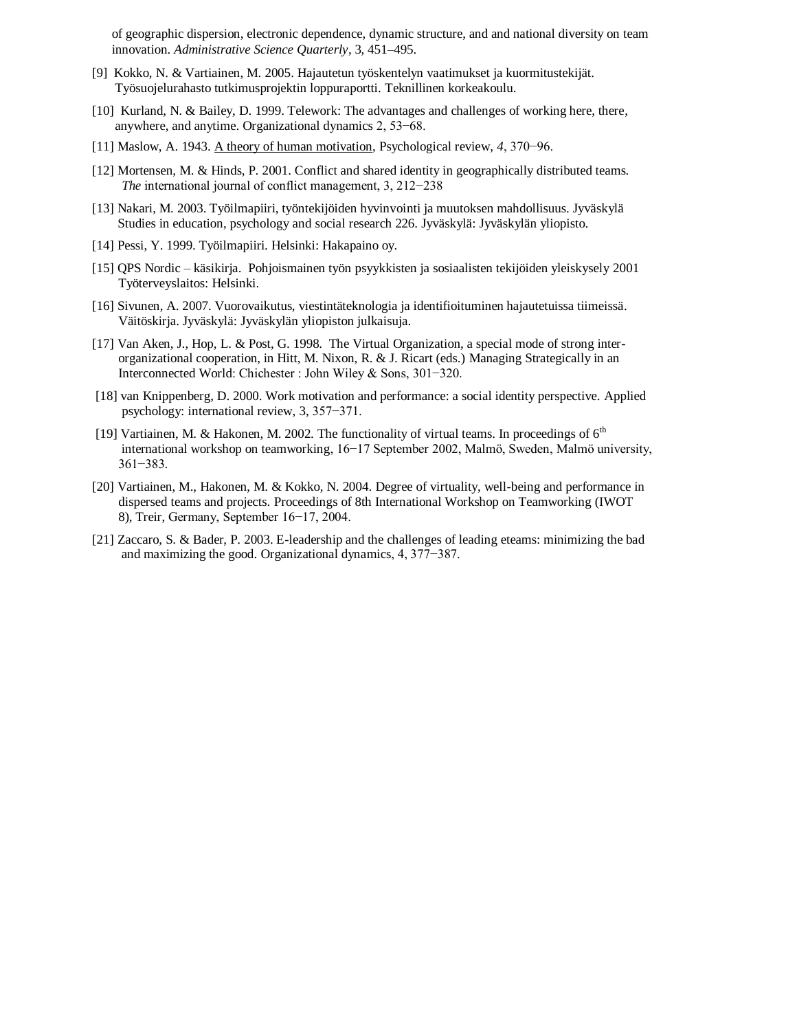of geographic dispersion, electronic dependence, dynamic structure, and and national diversity on team innovation. *Administrative Science Quarterly*, 3, 451–495.

[9] Kokko, N. & Vartiainen, M. 2005. Hajautetun työskentelyn vaatimukset ja kuormitustekijät. Työsuojelurahasto tutkimusprojektin loppuraportti. Teknillinen korkeakoulu.

[10] Kurland, N. & Bailey, D. 1999. Telework: The advantages and challenges of working here, there, anywhere, and anytime. Organizational dynamics 2, 53−68.

[11] Maslow, A. 1943. A theory of human motivation, Psychological review, *4*, 370−96.

[12] Mortensen, M. & Hinds, P. 2001. Conflict and shared identity in geographically distributed teams. *The* international journal of conflict management, 3, 212−238

[13] Nakari, M. 2003. Työilmapiiri, työntekijöiden hyvinvointi ja muutoksen mahdollisuus. Jyväskylä Studies in education, psychology and social research 226. Jyväskylä: Jyväskylän yliopisto.

[14] Pessi, Y. 1999. Työilmapiiri. Helsinki: Hakapaino oy.

[15] QPS Nordic – käsikirja. Pohjoismainen työn psyykkisten ja sosiaalisten tekijöiden yleiskysely 2001 Työterveyslaitos: Helsinki.

[16] Sivunen, A. 2007. Vuorovaikutus, viestintäteknologia ja identifioituminen hajautetuissa tiimeissä. Väitöskirja. Jyväskylä: Jyväskylän yliopiston julkaisuja.

[17] Van Aken, J., Hop, L. & Post, G. 1998. The Virtual Organization, a special mode of strong inter-organizational cooperation, in Hitt, M. Nixon, R. & J. Ricart (eds.) Managing Strategically in an Interconnected World: Chichester : John Wiley & Sons, 301−320.

[18] van Knippenberg, D. 2000. Work motivation and performance: a social identity perspective. Applied psychology: international review, 3, 357−371.

[19] Vartiainen, M. & Hakonen, M. 2002. The functionality of virtual teams. In proceedings of 6th international workshop on teamworking, 16−17 September 2002, Malmö, Sweden, Malmö university, 361−383.

[20] Vartiainen, M., Hakonen, M. & Kokko, N. 2004. Degree of virtuality, well-being and performance in dispersed teams and projects. Proceedings of 8th International Workshop on Teamworking (IWOT 8), Treir, Germany, September 16−17, 2004.

[21] Zaccaro, S. & Bader, P. 2003. E-leadership and the challenges of leading eteams: minimizing the bad and maximizing the good. Organizational dynamics, 4, 377−387.